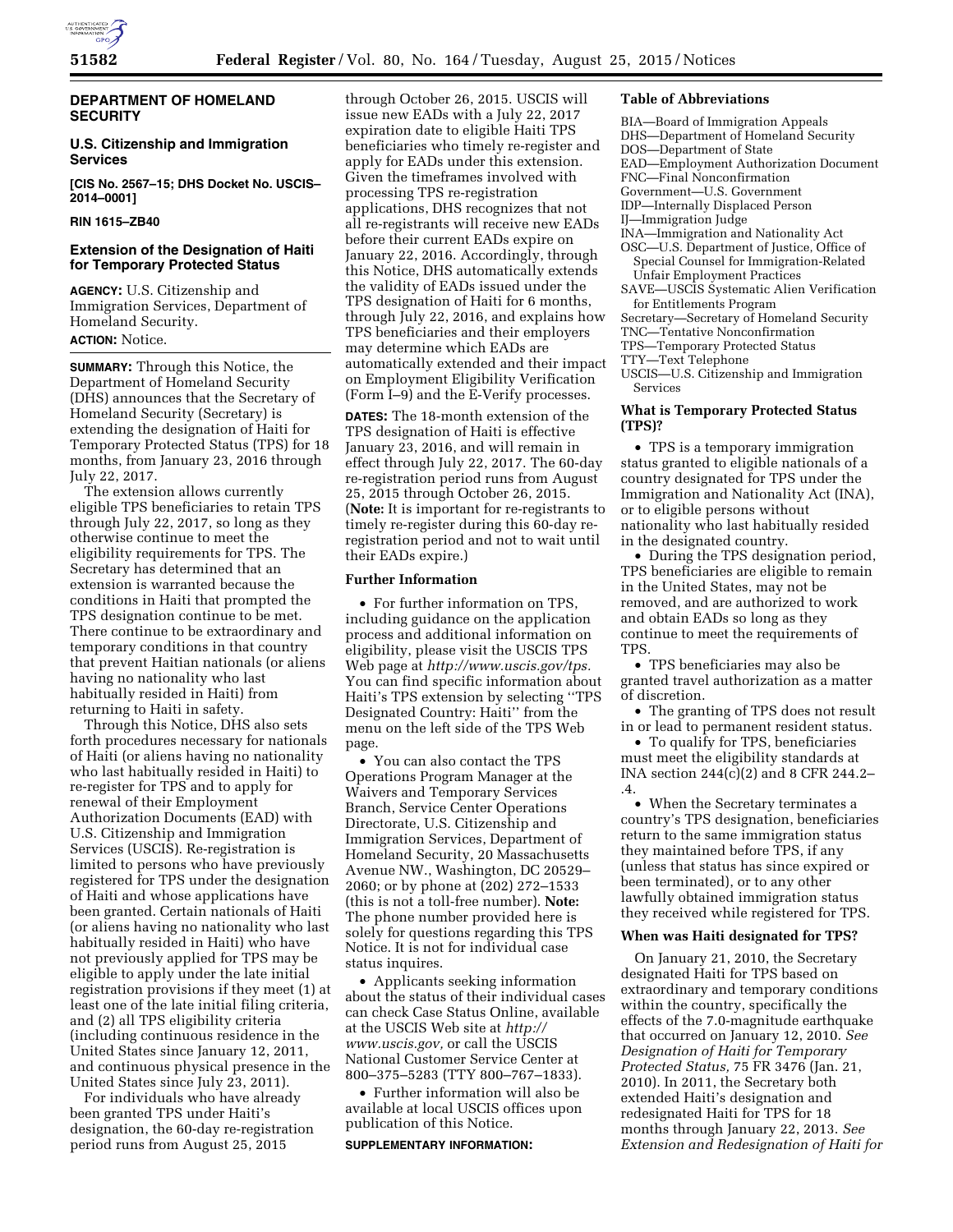## DEPARTMENT OF HOMELAND SECURITY

### U.S. Citizenship and Immigration Services

**[CIS No. 2567–15; DHS Docket No. USCIS–2014–0001]**

**RIN 1615–ZB40**

### Extension of the Designation of Haiti for Temporary Protected Status

**AGENCY:** U.S. Citizenship and Immigration Services, Department of Homeland Security.

**ACTION:** Notice.

**SUMMARY:** Through this Notice, the Department of Homeland Security (DHS) announces that the Secretary of Homeland Security (Secretary) is extending the designation of Haiti for Temporary Protected Status (TPS) for 18 months, from January 23, 2016 through July 22, 2017.

The extension allows currently eligible TPS beneficiaries to retain TPS through July 22, 2017, so long as they otherwise continue to meet the eligibility requirements for TPS. The Secretary has determined that an extension is warranted because the conditions in Haiti that prompted the TPS designation continue to be met. There continue to be extraordinary and temporary conditions in that country that prevent Haitian nationals (or aliens having no nationality who last habitually resided in Haiti) from returning to Haiti in safety.

Through this Notice, DHS also sets forth procedures necessary for nationals of Haiti (or aliens having no nationality who last habitually resided in Haiti) to re-register for TPS and to apply for renewal of their Employment Authorization Documents (EAD) with U.S. Citizenship and Immigration Services (USCIS). Re-registration is limited to persons who have previously registered for TPS under the designation of Haiti and whose applications have been granted. Certain nationals of Haiti (or aliens having no nationality who last habitually resided in Haiti) who have not previously applied for TPS may be eligible to apply under the late initial registration provisions if they meet (1) at least one of the late initial filing criteria, and (2) all TPS eligibility criteria (including continuous residence in the United States since January 12, 2011, and continuous physical presence in the United States since July 23, 2011).

For individuals who have already been granted TPS under Haiti's designation, the 60-day re-registration period runs from August 25, 2015 through October 26, 2015. USCIS will issue new EADs with a July 22, 2017 expiration date to eligible Haiti TPS beneficiaries who timely re-register and apply for EADs under this extension. Given the timeframes involved with processing TPS re-registration applications, DHS recognizes that not all re-registrants will receive new EADs before their current EADs expire on January 22, 2016. Accordingly, through this Notice, DHS automatically extends the validity of EADs issued under the TPS designation of Haiti for 6 months, through July 22, 2016, and explains how TPS beneficiaries and their employers may determine which EADs are automatically extended and their impact on Employment Eligibility Verification (Form I–9) and the E-Verify processes.

**DATES:** The 18-month extension of the TPS designation of Haiti is effective January 23, 2016, and will remain in effect through July 22, 2017. The 60-day re-registration period runs from August 25, 2015 through October 26, 2015. (**Note:** It is important for re-registrants to timely re-register during this 60-day re-registration period and not to wait until their EADs expire.)

### Further Information

- For further information on TPS, including guidance on the application process and additional information on eligibility, please visit the USCIS TPS Web page at *http://www.uscis.gov/tps.* You can find specific information about Haiti's TPS extension by selecting "TPS Designated Country: Haiti" from the menu on the left side of the TPS Web page.
- You can also contact the TPS Operations Program Manager at the Waivers and Temporary Services Branch, Service Center Operations Directorate, U.S. Citizenship and Immigration Services, Department of Homeland Security, 20 Massachusetts Avenue NW., Washington, DC 20529–2060; or by phone at (202) 272–1533 (this is not a toll-free number). **Note:** The phone number provided here is solely for questions regarding this TPS Notice. It is not for individual case status inquires.
- Applicants seeking information about the status of their individual cases can check Case Status Online, available at the USCIS Web site at *http://www.uscis.gov,* or call the USCIS National Customer Service Center at 800–375–5283 (TTY 800–767–1833).
- Further information will also be available at local USCIS offices upon publication of this Notice.

**SUPPLEMENTARY INFORMATION:**

### Table of Abbreviations

BIA—Board of Immigration Appeals
DHS—Department of Homeland Security
DOS—Department of State
EAD—Employment Authorization Document
FNC—Final Nonconfirmation
Government—U.S. Government
IDP—Internally Displaced Person
IJ—Immigration Judge
INA—Immigration and Nationality Act
OSC—U.S. Department of Justice, Office of Special Counsel for Immigration-Related Unfair Employment Practices
SAVE—USCIS Systematic Alien Verification for Entitlements Program
Secretary—Secretary of Homeland Security
TNC—Tentative Nonconfirmation
TPS—Temporary Protected Status
TTY—Text Telephone
USCIS—U.S. Citizenship and Immigration Services

### What is Temporary Protected Status (TPS)?

- TPS is a temporary immigration status granted to eligible nationals of a country designated for TPS under the Immigration and Nationality Act (INA), or to eligible persons without nationality who last habitually resided in the designated country.
- During the TPS designation period, TPS beneficiaries are eligible to remain in the United States, may not be removed, and are authorized to work and obtain EADs so long as they continue to meet the requirements of TPS.
- TPS beneficiaries may also be granted travel authorization as a matter of discretion.
- The granting of TPS does not result in or lead to permanent resident status.
- To qualify for TPS, beneficiaries must meet the eligibility standards at INA section 244(c)(2) and 8 CFR 244.2–.4.
- When the Secretary terminates a country's TPS designation, beneficiaries return to the same immigration status they maintained before TPS, if any (unless that status has since expired or been terminated), or to any other lawfully obtained immigration status they received while registered for TPS.

### When was Haiti designated for TPS?

On January 21, 2010, the Secretary designated Haiti for TPS based on extraordinary and temporary conditions within the country, specifically the effects of the 7.0-magnitude earthquake that occurred on January 12, 2010. *See Designation of Haiti for Temporary Protected Status,* 75 FR 3476 (Jan. 21, 2010). In 2011, the Secretary both extended Haiti's designation and redesignated Haiti for TPS for 18 months through January 22, 2013. *See Extension and Redesignation of Haiti for*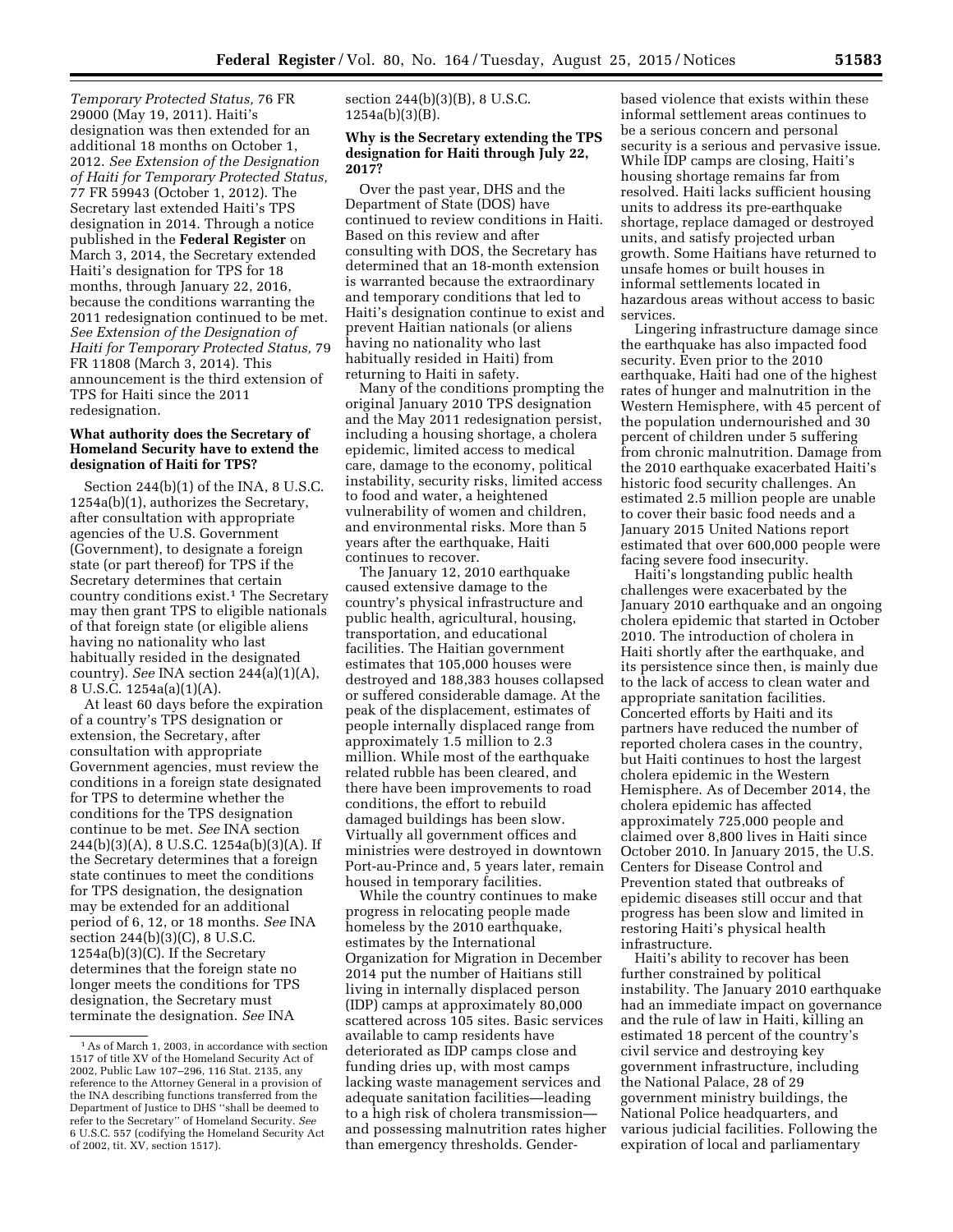*Temporary Protected Status,* 76 FR 29000 (May 19, 2011). Haiti's designation was then extended for an additional 18 months on October 1, 2012. *See Extension of the Designation of Haiti for Temporary Protected Status,* 77 FR 59943 (October 1, 2012). The Secretary last extended Haiti's TPS designation in 2014. Through a notice published in the **Federal Register** on March 3, 2014, the Secretary extended Haiti's designation for TPS for 18 months, through January 22, 2016, because the conditions warranting the 2011 redesignation continued to be met. *See Extension of the Designation of Haiti for Temporary Protected Status,* 79 FR 11808 (March 3, 2014). This announcement is the third extension of TPS for Haiti since the 2011 redesignation.

### What authority does the Secretary of Homeland Security have to extend the designation of Haiti for TPS?

Section 244(b)(1) of the INA, 8 U.S.C. 1254a(b)(1), authorizes the Secretary, after consultation with appropriate agencies of the U.S. Government (Government), to designate a foreign state (or part thereof) for TPS if the Secretary determines that certain country conditions exist.[1] The Secretary may then grant TPS to eligible nationals of that foreign state (or eligible aliens having no nationality who last habitually resided in the designated country). *See* INA section 244(a)(1)(A), 8 U.S.C. 1254a(a)(1)(A).

At least 60 days before the expiration of a country's TPS designation or extension, the Secretary, after consultation with appropriate Government agencies, must review the conditions in a foreign state designated for TPS to determine whether the conditions for the TPS designation continue to be met. *See* INA section 244(b)(3)(A), 8 U.S.C. 1254a(b)(3)(A). If the Secretary determines that a foreign state continues to meet the conditions for TPS designation, the designation may be extended for an additional period of 6, 12, or 18 months. *See* INA section 244(b)(3)(C), 8 U.S.C. 1254a(b)(3)(C). If the Secretary determines that the foreign state no longer meets the conditions for TPS designation, the Secretary must terminate the designation. *See* INA section 244(b)(3)(B), 8 U.S.C. 1254a(b)(3)(B).

### Why is the Secretary extending the TPS designation for Haiti through July 22, 2017?

Over the past year, DHS and the Department of State (DOS) have continued to review conditions in Haiti. Based on this review and after consulting with DOS, the Secretary has determined that an 18-month extension is warranted because the extraordinary and temporary conditions that led to Haiti's designation continue to exist and prevent Haitian nationals (or aliens having no nationality who last habitually resided in Haiti) from returning to Haiti in safety.

Many of the conditions prompting the original January 2010 TPS designation and the May 2011 redesignation persist, including a housing shortage, a cholera epidemic, limited access to medical care, damage to the economy, political instability, security risks, limited access to food and water, a heightened vulnerability of women and children, and environmental risks. More than 5 years after the earthquake, Haiti continues to recover.

The January 12, 2010 earthquake caused extensive damage to the country's physical infrastructure and public health, agricultural, housing, transportation, and educational facilities. The Haitian government estimates that 105,000 houses were destroyed and 188,383 houses collapsed or suffered considerable damage. At the peak of the displacement, estimates of people internally displaced range from approximately 1.5 million to 2.3 million. While most of the earthquake related rubble has been cleared, and there have been improvements to road conditions, the effort to rebuild damaged buildings has been slow. Virtually all government offices and ministries were destroyed in downtown Port-au-Prince and, 5 years later, remain housed in temporary facilities.

While the country continues to make progress in relocating people made homeless by the 2010 earthquake, estimates by the International Organization for Migration in December 2014 put the number of Haitians still living in internally displaced person (IDP) camps at approximately 80,000 scattered across 105 sites. Basic services available to camp residents have deteriorated as IDP camps close and funding dries up, with most camps lacking waste management services and adequate sanitation facilities—leading to a high risk of cholera transmission—and possessing malnutrition rates higher than emergency thresholds. Gender-based violence that exists within these informal settlement areas continues to be a serious concern and personal security is a serious and pervasive issue. While IDP camps are closing, Haiti's housing shortage remains far from resolved. Haiti lacks sufficient housing units to address its pre-earthquake shortage, replace damaged or destroyed units, and satisfy projected urban growth. Some Haitians have returned to unsafe homes or built houses in informal settlements located in hazardous areas without access to basic services.

Lingering infrastructure damage since the earthquake has also impacted food security. Even prior to the 2010 earthquake, Haiti had one of the highest rates of hunger and malnutrition in the Western Hemisphere, with 45 percent of the population undernourished and 30 percent of children under 5 suffering from chronic malnutrition. Damage from the 2010 earthquake exacerbated Haiti's historic food security challenges. An estimated 2.5 million people are unable to cover their basic food needs and a January 2015 United Nations report estimated that over 600,000 people were facing severe food insecurity.

Haiti's longstanding public health challenges were exacerbated by the January 2010 earthquake and an ongoing cholera epidemic that started in October 2010. The introduction of cholera in Haiti shortly after the earthquake, and its persistence since then, is mainly due to the lack of access to clean water and appropriate sanitation facilities. Concerted efforts by Haiti and its partners have reduced the number of reported cholera cases in the country, but Haiti continues to host the largest cholera epidemic in the Western Hemisphere. As of December 2014, the cholera epidemic has affected approximately 725,000 people and claimed over 8,800 lives in Haiti since October 2010. In January 2015, the U.S. Centers for Disease Control and Prevention stated that outbreaks of epidemic diseases still occur and that progress has been slow and limited in restoring Haiti's physical health infrastructure.

Haiti's ability to recover has been further constrained by political instability. The January 2010 earthquake had an immediate impact on governance and the rule of law in Haiti, killing an estimated 18 percent of the country's civil service and destroying key government infrastructure, including the National Palace, 28 of 29 government ministry buildings, the National Police headquarters, and various judicial facilities. Following the expiration of local and parliamentary

[1] As of March 1, 2003, in accordance with section 1517 of title XV of the Homeland Security Act of 2002, Public Law 107–296, 116 Stat. 2135, any reference to the Attorney General in a provision of the INA describing functions transferred from the Department of Justice to DHS "shall be deemed to refer to the Secretary" of Homeland Security. *See* 6 U.S.C. 557 (codifying the Homeland Security Act of 2002, tit. XV, section 1517).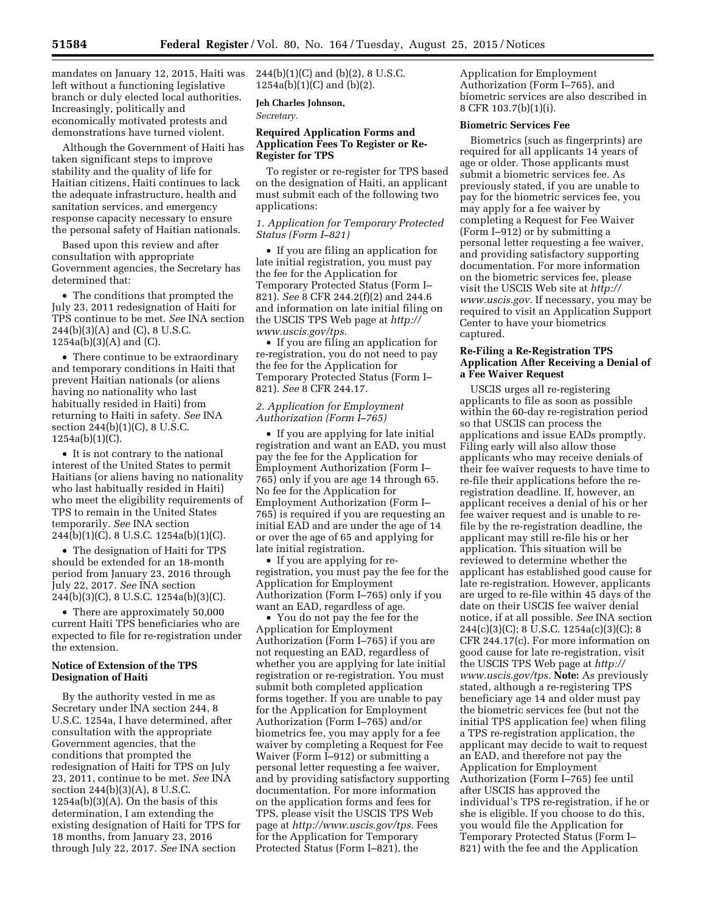mandates on January 12, 2015, Haiti was left without a functioning legislative branch or duly elected local authorities. Increasingly, politically and economically motivated protests and demonstrations have turned violent.

Although the Government of Haiti has taken significant steps to improve stability and the quality of life for Haitian citizens, Haiti continues to lack the adequate infrastructure, health and sanitation services, and emergency response capacity necessary to ensure the personal safety of Haitian nationals.

Based upon this review and after consultation with appropriate Government agencies, the Secretary has determined that:

- The conditions that prompted the July 23, 2011 redesignation of Haiti for TPS continue to be met. *See* INA section 244(b)(3)(A) and (C), 8 U.S.C. 1254a(b)(3)(A) and (C).
- There continue to be extraordinary and temporary conditions in Haiti that prevent Haitian nationals (or aliens having no nationality who last habitually resided in Haiti) from returning to Haiti in safety. *See* INA section 244(b)(1)(C), 8 U.S.C. 1254a(b)(1)(C).
- It is not contrary to the national interest of the United States to permit Haitians (or aliens having no nationality who last habitually resided in Haiti) who meet the eligibility requirements of TPS to remain in the United States temporarily. *See* INA section 244(b)(1)(C), 8 U.S.C. 1254a(b)(1)(C).
- The designation of Haiti for TPS should be extended for an 18-month period from January 23, 2016 through July 22, 2017. *See* INA section 244(b)(3)(C), 8 U.S.C. 1254a(b)(3)(C).
- There are approximately 50,000 current Haiti TPS beneficiaries who are expected to file for re-registration under the extension.

## Notice of Extension of the TPS Designation of Haiti

By the authority vested in me as Secretary under INA section 244, 8 U.S.C. 1254a, I have determined, after consultation with the appropriate Government agencies, that the conditions that prompted the redesignation of Haiti for TPS on July 23, 2011, continue to be met. *See* INA section 244(b)(3)(A), 8 U.S.C. 1254a(b)(3)(A). On the basis of this determination, I am extending the existing designation of Haiti for TPS for 18 months, from January 23, 2016 through July 22, 2017. *See* INA section 244(b)(1)(C) and (b)(2), 8 U.S.C. 1254a(b)(1)(C) and (b)(2).

**Jeh Charles Johnson,**

*Secretary.*

## Required Application Forms and Application Fees To Register or Re-Register for TPS

To register or re-register for TPS based on the designation of Haiti, an applicant must submit each of the following two applications:

### *1. Application for Temporary Protected Status (Form I–821)*

- If you are filing an application for late initial registration, you must pay the fee for the Application for Temporary Protected Status (Form I–821). *See* 8 CFR 244.2(f)(2) and 244.6 and information on late initial filing on the USCIS TPS Web page at *http://www.uscis.gov/tps.*
- If you are filing an application for re-registration, you do not need to pay the fee for the Application for Temporary Protected Status (Form I–821). *See* 8 CFR 244.17.

### *2. Application for Employment Authorization (Form I–765)*

- If you are applying for late initial registration and want an EAD, you must pay the fee for the Application for Employment Authorization (Form I–765) only if you are age 14 through 65. No fee for the Application for Employment Authorization (Form I–765) is required if you are requesting an initial EAD and are under the age of 14 or over the age of 65 and applying for late initial registration.
- If you are applying for re-registration, you must pay the fee for the Application for Employment Authorization (Form I–765) only if you want an EAD, regardless of age.
- You do not pay the fee for the Application for Employment Authorization (Form I–765) if you are not requesting an EAD, regardless of whether you are applying for late initial registration or re-registration. You must submit both completed application forms together. If you are unable to pay for the Application for Employment Authorization (Form I–765) and/or biometrics fee, you may apply for a fee waiver by completing a Request for Fee Waiver (Form I–912) or submitting a personal letter requesting a fee waiver, and by providing satisfactory supporting documentation. For more information on the application forms and fees for TPS, please visit the USCIS TPS Web page at *http://www.uscis.gov/tps.* Fees for the Application for Temporary Protected Status (Form I–821), the Application for Employment Authorization (Form I–765), and biometric services are also described in 8 CFR 103.7(b)(1)(i).

## Biometric Services Fee

Biometrics (such as fingerprints) are required for all applicants 14 years of age or older. Those applicants must submit a biometric services fee. As previously stated, if you are unable to pay for the biometric services fee, you may apply for a fee waiver by completing a Request for Fee Waiver (Form I–912) or by submitting a personal letter requesting a fee waiver, and providing satisfactory supporting documentation. For more information on the biometric services fee, please visit the USCIS Web site at *http://www.uscis.gov.* If necessary, you may be required to visit an Application Support Center to have your biometrics captured.

## Re-Filing a Re-Registration TPS Application After Receiving a Denial of a Fee Waiver Request

USCIS urges all re-registering applicants to file as soon as possible within the 60-day re-registration period so that USCIS can process the applications and issue EADs promptly. Filing early will also allow those applicants who may receive denials of their fee waiver requests to have time to re-file their applications before the re-registration deadline. If, however, an applicant receives a denial of his or her fee waiver request and is unable to re-file by the re-registration deadline, the applicant may still re-file his or her application. This situation will be reviewed to determine whether the applicant has established good cause for late re-registration. However, applicants are urged to re-file within 45 days of the date on their USCIS fee waiver denial notice, if at all possible. *See* INA section 244(c)(3)(C); 8 U.S.C. 1254a(c)(3)(C); 8 CFR 244.17(c). For more information on good cause for late re-registration, visit the USCIS TPS Web page at *http://www.uscis.gov/tps.* **Note:** As previously stated, although a re-registering TPS beneficiary age 14 and older must pay the biometric services fee (but not the initial TPS application fee) when filing a TPS re-registration application, the applicant may decide to wait to request an EAD, and therefore not pay the Application for Employment Authorization (Form I–765) fee until after USCIS has approved the individual's TPS re-registration, if he or she is eligible. If you choose to do this, you would file the Application for Temporary Protected Status (Form I–821) with the fee and the Application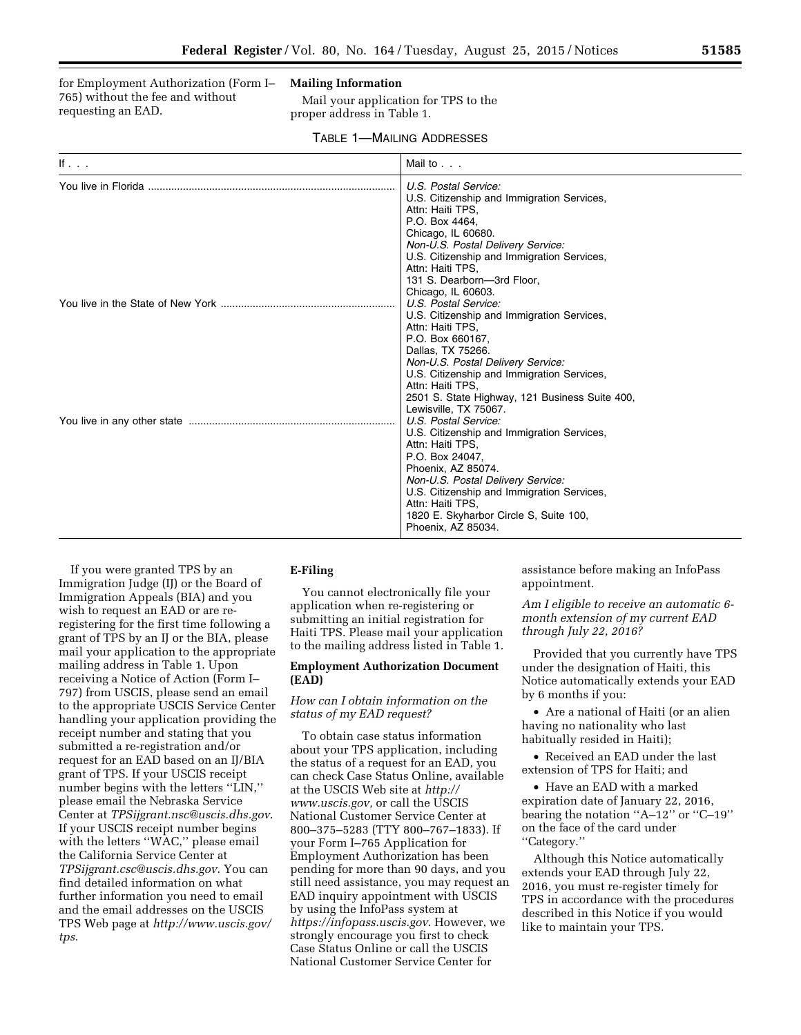for Employment Authorization (Form I–765) without the fee and without requesting an EAD.

**Mailing Information**

Mail your application for TPS to the proper address in Table 1.

TABLE 1—MAILING ADDRESSES

| If . . . | Mail to . . . |
|---|---|
| You live in Florida | *U.S. Postal Service:* U.S. Citizenship and Immigration Services, Attn: Haiti TPS, P.O. Box 4464, Chicago, IL 60680. *Non-U.S. Postal Delivery Service:* U.S. Citizenship and Immigration Services, Attn: Haiti TPS, 131 S. Dearborn—3rd Floor, Chicago, IL 60603. |
| You live in the State of New York | *U.S. Postal Service:* U.S. Citizenship and Immigration Services, Attn: Haiti TPS, P.O. Box 660167, Dallas, TX 75266. *Non-U.S. Postal Delivery Service:* U.S. Citizenship and Immigration Services, Attn: Haiti TPS, 2501 S. State Highway, 121 Business Suite 400, Lewisville, TX 75067. |
| You live in any other state | *U.S. Postal Service:* U.S. Citizenship and Immigration Services, Attn: Haiti TPS, P.O. Box 24047, Phoenix, AZ 85074. *Non-U.S. Postal Delivery Service:* U.S. Citizenship and Immigration Services, Attn: Haiti TPS, 1820 E. Skyharbor Circle S, Suite 100, Phoenix, AZ 85034. |

If you were granted TPS by an Immigration Judge (IJ) or the Board of Immigration Appeals (BIA) and you wish to request an EAD or are re-registering for the first time following a grant of TPS by an IJ or the BIA, please mail your application to the appropriate mailing address in Table 1. Upon receiving a Notice of Action (Form I–797) from USCIS, please send an email to the appropriate USCIS Service Center handling your application providing the receipt number and stating that you submitted a re-registration and/or request for an EAD based on an IJ/BIA grant of TPS. If your USCIS receipt number begins with the letters ''LIN,'' please email the Nebraska Service Center at *TPSijgrant.nsc@uscis.dhs.gov*. If your USCIS receipt number begins with the letters ''WAC,'' please email the California Service Center at *TPSijgrant.csc@uscis.dhs.gov*. You can find detailed information on what further information you need to email and the email addresses on the USCIS TPS Web page at *http://www.uscis.gov/tps*.

**E-Filing**

You cannot electronically file your application when re-registering or submitting an initial registration for Haiti TPS. Please mail your application to the mailing address listed in Table 1.

**Employment Authorization Document (EAD)**

*How can I obtain information on the status of my EAD request?*

To obtain case status information about your TPS application, including the status of a request for an EAD, you can check Case Status Online, available at the USCIS Web site at *http://www.uscis.gov,* or call the USCIS National Customer Service Center at 800–375–5283 (TTY 800–767–1833). If your Form I–765 Application for Employment Authorization has been pending for more than 90 days, and you still need assistance, you may request an EAD inquiry appointment with USCIS by using the InfoPass system at *https://infopass.uscis.gov*. However, we strongly encourage you first to check Case Status Online or call the USCIS National Customer Service Center for assistance before making an InfoPass appointment.

*Am I eligible to receive an automatic 6-month extension of my current EAD through July 22, 2016?*

Provided that you currently have TPS under the designation of Haiti, this Notice automatically extends your EAD by 6 months if you:

- Are a national of Haiti (or an alien having no nationality who last habitually resided in Haiti);
- Received an EAD under the last extension of TPS for Haiti; and
- Have an EAD with a marked expiration date of January 22, 2016, bearing the notation ''A–12'' or ''C–19'' on the face of the card under ''Category.''

Although this Notice automatically extends your EAD through July 22, 2016, you must re-register timely for TPS in accordance with the procedures described in this Notice if you would like to maintain your TPS.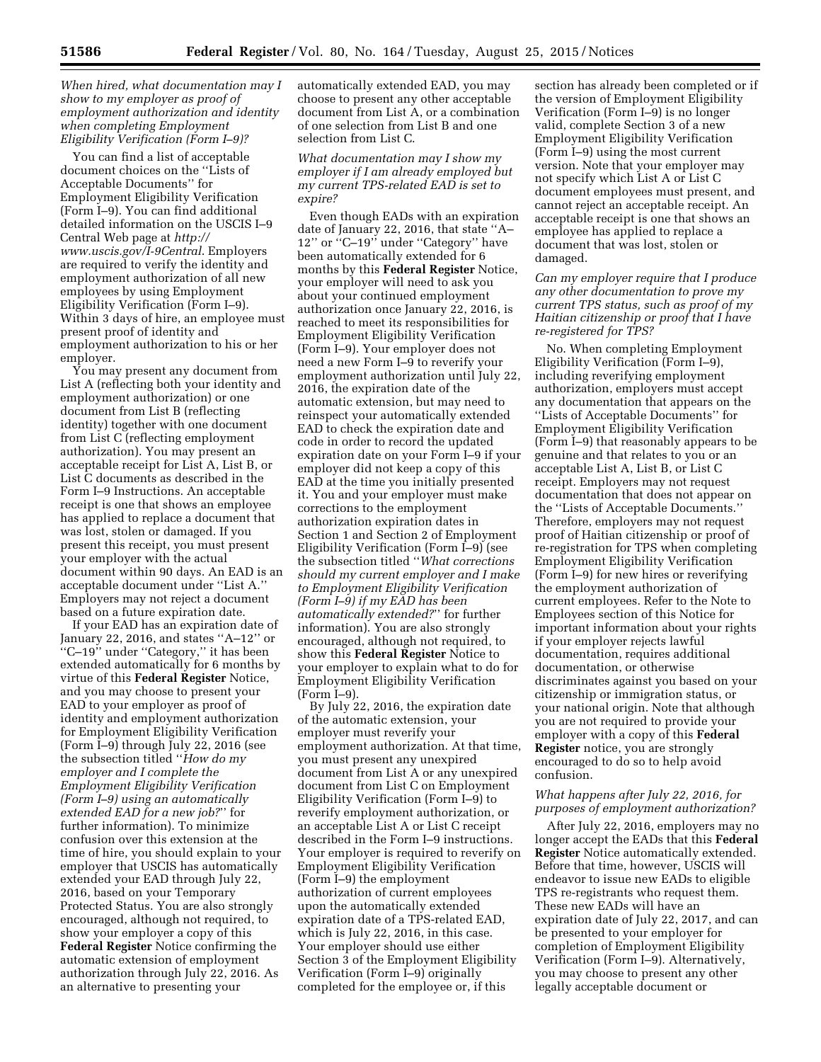*When hired, what documentation may I show to my employer as proof of employment authorization and identity when completing Employment Eligibility Verification (Form I–9)?*

You can find a list of acceptable document choices on the ''Lists of Acceptable Documents'' for Employment Eligibility Verification (Form I–9). You can find additional detailed information on the USCIS I–9 Central Web page at *http://www.uscis.gov/I-9Central*. Employers are required to verify the identity and employment authorization of all new employees by using Employment Eligibility Verification (Form I–9). Within 3 days of hire, an employee must present proof of identity and employment authorization to his or her employer.

You may present any document from List A (reflecting both your identity and employment authorization) or one document from List B (reflecting identity) together with one document from List C (reflecting employment authorization). You may present an acceptable receipt for List A, List B, or List C documents as described in the Form I–9 Instructions. An acceptable receipt is one that shows an employee has applied to replace a document that was lost, stolen or damaged. If you present this receipt, you must present your employer with the actual document within 90 days. An EAD is an acceptable document under ''List A.'' Employers may not reject a document based on a future expiration date.

If your EAD has an expiration date of January 22, 2016, and states ''A–12'' or ''C–19'' under ''Category,'' it has been extended automatically for 6 months by virtue of this **Federal Register** Notice, and you may choose to present your EAD to your employer as proof of identity and employment authorization for Employment Eligibility Verification (Form I–9) through July 22, 2016 (see the subsection titled ''*How do my employer and I complete the Employment Eligibility Verification (Form I–9) using an automatically extended EAD for a new job?*'' for further information). To minimize confusion over this extension at the time of hire, you should explain to your employer that USCIS has automatically extended your EAD through July 22, 2016, based on your Temporary Protected Status. You are also strongly encouraged, although not required, to show your employer a copy of this **Federal Register** Notice confirming the automatic extension of employment authorization through July 22, 2016. As an alternative to presenting your automatically extended EAD, you may choose to present any other acceptable document from List A, or a combination of one selection from List B and one selection from List C.

*What documentation may I show my employer if I am already employed but my current TPS-related EAD is set to expire?*

Even though EADs with an expiration date of January 22, 2016, that state ''A–12'' or ''C–19'' under ''Category'' have been automatically extended for 6 months by this **Federal Register** Notice, your employer will need to ask you about your continued employment authorization once January 22, 2016, is reached to meet its responsibilities for Employment Eligibility Verification (Form I–9). Your employer does not need a new Form I–9 to reverify your employment authorization until July 22, 2016, the expiration date of the automatic extension, but may need to reinspect your automatically extended EAD to check the expiration date and code in order to record the updated expiration date on your Form I–9 if your employer did not keep a copy of this EAD at the time you initially presented it. You and your employer must make corrections to the employment authorization expiration dates in Section 1 and Section 2 of Employment Eligibility Verification (Form I–9) (see the subsection titled ''*What corrections should my current employer and I make to Employment Eligibility Verification (Form I–9) if my EAD has been automatically extended?*'' for further information). You are also strongly encouraged, although not required, to show this **Federal Register** Notice to your employer to explain what to do for Employment Eligibility Verification (Form I–9).

By July 22, 2016, the expiration date of the automatic extension, your employer must reverify your employment authorization. At that time, you must present any unexpired document from List A or any unexpired document from List C on Employment Eligibility Verification (Form I–9) to reverify employment authorization, or an acceptable List A or List C receipt described in the Form I–9 instructions. Your employer is required to reverify on Employment Eligibility Verification (Form I–9) the employment authorization of current employees upon the automatically extended expiration date of a TPS-related EAD, which is July 22, 2016, in this case. Your employer should use either Section 3 of the Employment Eligibility Verification (Form I–9) originally completed for the employee or, if this section has already been completed or if the version of Employment Eligibility Verification (Form I–9) is no longer valid, complete Section 3 of a new Employment Eligibility Verification (Form I–9) using the most current version. Note that your employer may not specify which List A or List C document employees must present, and cannot reject an acceptable receipt. An acceptable receipt is one that shows an employee has applied to replace a document that was lost, stolen or damaged.

*Can my employer require that I produce any other documentation to prove my current TPS status, such as proof of my Haitian citizenship or proof that I have re-registered for TPS?*

No. When completing Employment Eligibility Verification (Form I–9), including reverifying employment authorization, employers must accept any documentation that appears on the ''Lists of Acceptable Documents'' for Employment Eligibility Verification (Form I–9) that reasonably appears to be genuine and that relates to you or an acceptable List A, List B, or List C receipt. Employers may not request documentation that does not appear on the ''Lists of Acceptable Documents.'' Therefore, employers may not request proof of Haitian citizenship or proof of re-registration for TPS when completing Employment Eligibility Verification (Form I–9) for new hires or reverifying the employment authorization of current employees. Refer to the Note to Employees section of this Notice for important information about your rights if your employer rejects lawful documentation, requires additional documentation, or otherwise discriminates against you based on your citizenship or immigration status, or your national origin. Note that although you are not required to provide your employer with a copy of this **Federal Register** notice, you are strongly encouraged to do so to help avoid confusion.

*What happens after July 22, 2016, for purposes of employment authorization?*

After July 22, 2016, employers may no longer accept the EADs that this **Federal Register** Notice automatically extended. Before that time, however, USCIS will endeavor to issue new EADs to eligible TPS re-registrants who request them. These new EADs will have an expiration date of July 22, 2017, and can be presented to your employer for completion of Employment Eligibility Verification (Form I–9). Alternatively, you may choose to present any other legally acceptable document or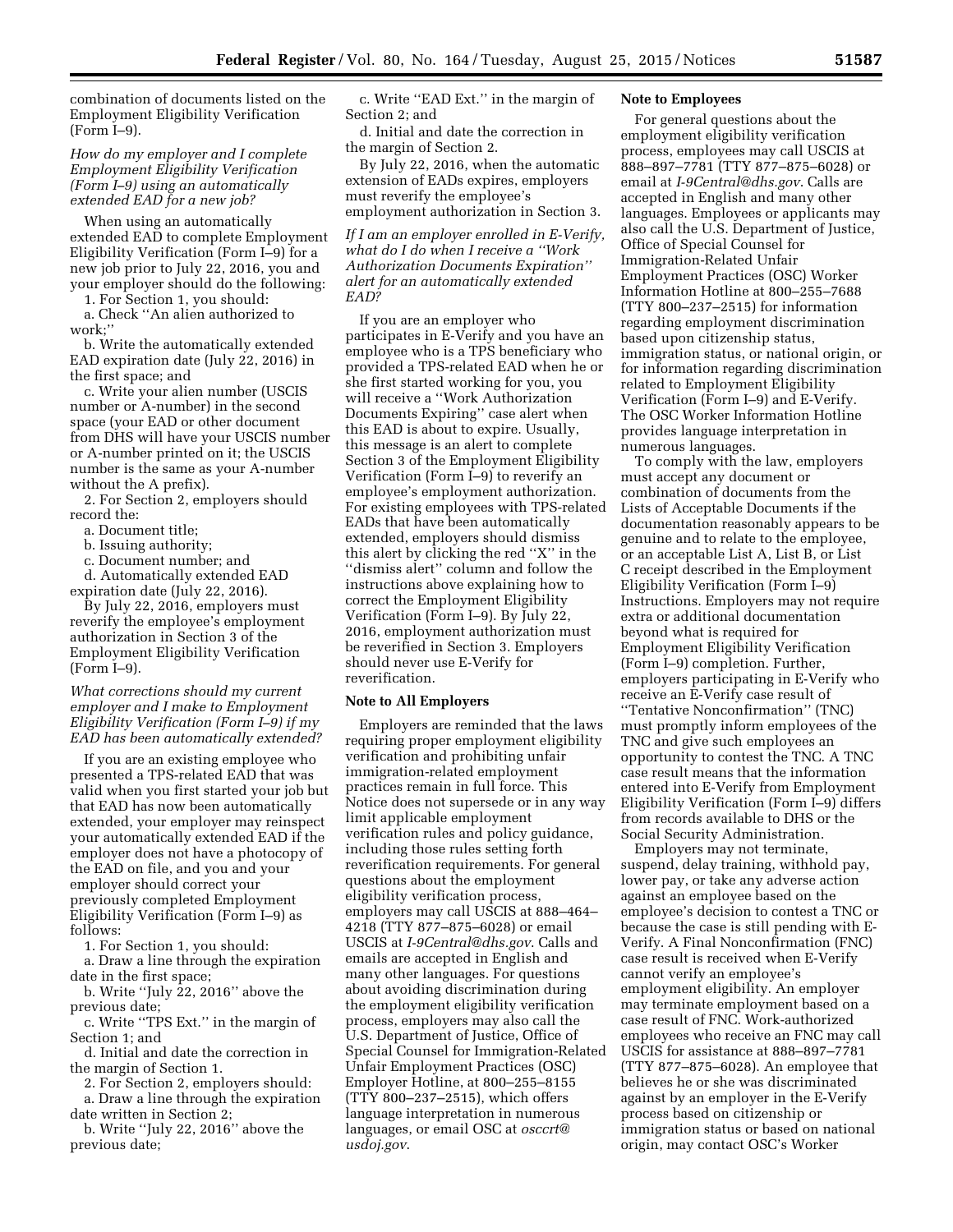combination of documents listed on the Employment Eligibility Verification (Form I–9).

*How do my employer and I complete Employment Eligibility Verification (Form I–9) using an automatically extended EAD for a new job?*

When using an automatically extended EAD to complete Employment Eligibility Verification (Form I–9) for a new job prior to July 22, 2016, you and your employer should do the following:

1. For Section 1, you should:

a. Check ''An alien authorized to work;''

b. Write the automatically extended EAD expiration date (July 22, 2016) in the first space; and

c. Write your alien number (USCIS number or A-number) in the second space (your EAD or other document from DHS will have your USCIS number or A-number printed on it; the USCIS number is the same as your A-number without the A prefix).

2. For Section 2, employers should record the:

a. Document title;

b. Issuing authority;

c. Document number; and

d. Automatically extended EAD expiration date (July 22, 2016).

By July 22, 2016, employers must reverify the employee's employment authorization in Section 3 of the Employment Eligibility Verification (Form I–9).

*What corrections should my current employer and I make to Employment Eligibility Verification (Form I–9) if my EAD has been automatically extended?*

If you are an existing employee who presented a TPS-related EAD that was valid when you first started your job but that EAD has now been automatically extended, your employer may reinspect your automatically extended EAD if the employer does not have a photocopy of the EAD on file, and you and your employer should correct your previously completed Employment Eligibility Verification (Form I–9) as follows:

1. For Section 1, you should:

a. Draw a line through the expiration date in the first space;

b. Write ''July 22, 2016'' above the previous date;

c. Write ''TPS Ext.'' in the margin of Section 1; and

d. Initial and date the correction in the margin of Section 1.

2. For Section 2, employers should:

a. Draw a line through the expiration date written in Section 2;

b. Write ''July 22, 2016'' above the previous date;

c. Write ''EAD Ext.'' in the margin of Section 2; and

d. Initial and date the correction in the margin of Section 2.

By July 22, 2016, when the automatic extension of EADs expires, employers must reverify the employee's employment authorization in Section 3.

*If I am an employer enrolled in E-Verify, what do I do when I receive a ''Work Authorization Documents Expiration'' alert for an automatically extended EAD?*

If you are an employer who participates in E-Verify and you have an employee who is a TPS beneficiary who provided a TPS-related EAD when he or she first started working for you, you will receive a ''Work Authorization Documents Expiring'' case alert when this EAD is about to expire. Usually, this message is an alert to complete Section 3 of the Employment Eligibility Verification (Form I–9) to reverify an employee's employment authorization. For existing employees with TPS-related EADs that have been automatically extended, employers should dismiss this alert by clicking the red ''X'' in the ''dismiss alert'' column and follow the instructions above explaining how to correct the Employment Eligibility Verification (Form I–9). By July 22, 2016, employment authorization must be reverified in Section 3. Employers should never use E-Verify for reverification.

**Note to All Employers**

Employers are reminded that the laws requiring proper employment eligibility verification and prohibiting unfair immigration-related employment practices remain in full force. This Notice does not supersede or in any way limit applicable employment verification rules and policy guidance, including those rules setting forth reverification requirements. For general questions about the employment eligibility verification process, employers may call USCIS at 888–464–4218 (TTY 877–875–6028) or email USCIS at *I-9Central@dhs.gov*. Calls and emails are accepted in English and many other languages. For questions about avoiding discrimination during the employment eligibility verification process, employers may also call the U.S. Department of Justice, Office of Special Counsel for Immigration-Related Unfair Employment Practices (OSC) Employer Hotline, at 800–255–8155 (TTY 800–237–2515), which offers language interpretation in numerous languages, or email OSC at *osccrt@usdoj.gov*.

**Note to Employees**

For general questions about the employment eligibility verification process, employees may call USCIS at 888–897–7781 (TTY 877–875–6028) or email at *I-9Central@dhs.gov*. Calls are accepted in English and many other languages. Employees or applicants may also call the U.S. Department of Justice, Office of Special Counsel for Immigration-Related Unfair Employment Practices (OSC) Worker Information Hotline at 800–255–7688 (TTY 800–237–2515) for information regarding employment discrimination based upon citizenship status, immigration status, or national origin, or for information regarding discrimination related to Employment Eligibility Verification (Form I–9) and E-Verify. The OSC Worker Information Hotline provides language interpretation in numerous languages.

To comply with the law, employers must accept any document or combination of documents from the Lists of Acceptable Documents if the documentation reasonably appears to be genuine and to relate to the employee, or an acceptable List A, List B, or List C receipt described in the Employment Eligibility Verification (Form I–9) Instructions. Employers may not require extra or additional documentation beyond what is required for Employment Eligibility Verification (Form I–9) completion. Further, employers participating in E-Verify who receive an E-Verify case result of ''Tentative Nonconfirmation'' (TNC) must promptly inform employees of the TNC and give such employees an opportunity to contest the TNC. A TNC case result means that the information entered into E-Verify from Employment Eligibility Verification (Form I–9) differs from records available to DHS or the Social Security Administration.

Employers may not terminate, suspend, delay training, withhold pay, lower pay, or take any adverse action against an employee based on the employee's decision to contest a TNC or because the case is still pending with E-Verify. A Final Nonconfirmation (FNC) case result is received when E-Verify cannot verify an employee's employment eligibility. An employer may terminate employment based on a case result of FNC. Work-authorized employees who receive an FNC may call USCIS for assistance at 888–897–7781 (TTY 877–875–6028). An employee that believes he or she was discriminated against by an employer in the E-Verify process based on citizenship or immigration status or based on national origin, may contact OSC's Worker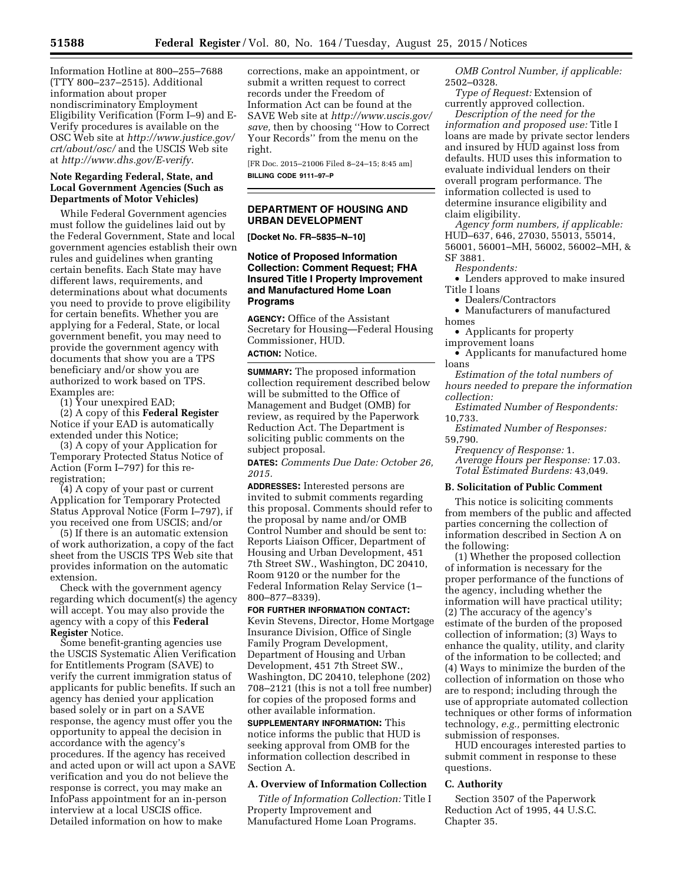Information Hotline at 800–255–7688 (TTY 800–237–2515). Additional information about proper nondiscriminatory Employment Eligibility Verification (Form I–9) and E-Verify procedures is available on the OSC Web site at *http://www.justice.gov/crt/about/osc/* and the USCIS Web site at *http://www.dhs.gov/E-verify*.

**Note Regarding Federal, State, and Local Government Agencies (Such as Departments of Motor Vehicles)**

While Federal Government agencies must follow the guidelines laid out by the Federal Government, State and local government agencies establish their own rules and guidelines when granting certain benefits. Each State may have different laws, requirements, and determinations about what documents you need to provide to prove eligibility for certain benefits. Whether you are applying for a Federal, State, or local government benefit, you may need to provide the government agency with documents that show you are a TPS beneficiary and/or show you are authorized to work based on TPS. Examples are:

(1) Your unexpired EAD;

(2) A copy of this **Federal Register** Notice if your EAD is automatically extended under this Notice;

(3) A copy of your Application for Temporary Protected Status Notice of Action (Form I–797) for this re-registration;

(4) A copy of your past or current Application for Temporary Protected Status Approval Notice (Form I–797), if you received one from USCIS; and/or

(5) If there is an automatic extension of work authorization, a copy of the fact sheet from the USCIS TPS Web site that provides information on the automatic extension.

Check with the government agency regarding which document(s) the agency will accept. You may also provide the agency with a copy of this **Federal Register** Notice.

Some benefit-granting agencies use the USCIS Systematic Alien Verification for Entitlements Program (SAVE) to verify the current immigration status of applicants for public benefits. If such an agency has denied your application based solely or in part on a SAVE response, the agency must offer you the opportunity to appeal the decision in accordance with the agency's procedures. If the agency has received and acted upon or will act upon a SAVE verification and you do not believe the response is correct, you may make an InfoPass appointment for an in-person interview at a local USCIS office. Detailed information on how to make corrections, make an appointment, or submit a written request to correct records under the Freedom of Information Act can be found at the SAVE Web site at *http://www.uscis.gov/save,* then by choosing ''How to Correct Your Records'' from the menu on the right.

[FR Doc. 2015–21006 Filed 8–24–15; 8:45 am]

**BILLING CODE 9111–97–P**

## DEPARTMENT OF HOUSING AND URBAN DEVELOPMENT

**[Docket No. FR–5835–N–10]**

### Notice of Proposed Information Collection: Comment Request; FHA Insured Title I Property Improvement and Manufactured Home Loan Programs

**AGENCY:** Office of the Assistant Secretary for Housing—Federal Housing Commissioner, HUD.

**ACTION:** Notice.

**SUMMARY:** The proposed information collection requirement described below will be submitted to the Office of Management and Budget (OMB) for review, as required by the Paperwork Reduction Act. The Department is soliciting public comments on the subject proposal.

**DATES:** *Comments Due Date: October 26, 2015.*

**ADDRESSES:** Interested persons are invited to submit comments regarding this proposal. Comments should refer to the proposal by name and/or OMB Control Number and should be sent to: Reports Liaison Officer, Department of Housing and Urban Development, 451 7th Street SW., Washington, DC 20410, Room 9120 or the number for the Federal Information Relay Service (1–800–877–8339).

**FOR FURTHER INFORMATION CONTACT:** Kevin Stevens, Director, Home Mortgage Insurance Division, Office of Single Family Program Development, Department of Housing and Urban Development, 451 7th Street SW., Washington, DC 20410, telephone (202) 708–2121 (this is not a toll free number) for copies of the proposed forms and other available information.

**SUPPLEMENTARY INFORMATION:** This notice informs the public that HUD is seeking approval from OMB for the information collection described in Section A.

**A. Overview of Information Collection**

*Title of Information Collection:* Title I Property Improvement and Manufactured Home Loan Programs.

*OMB Control Number, if applicable:* 2502–0328.

*Type of Request:* Extension of currently approved collection.

*Description of the need for the information and proposed use:* Title I loans are made by private sector lenders and insured by HUD against loss from defaults. HUD uses this information to evaluate individual lenders on their overall program performance. The information collected is used to determine insurance eligibility and claim eligibility.

*Agency form numbers, if applicable:* HUD–637, 646, 27030, 55013, 55014, 56001, 56001–MH, 56002, 56002–MH, & SF 3881.

*Respondents:*

- Lenders approved to make insured Title I loans
- Dealers/Contractors
- Manufacturers of manufactured homes
- Applicants for property improvement loans
- Applicants for manufactured home loans

*Estimation of the total numbers of hours needed to prepare the information collection:*

*Estimated Number of Respondents:* 10,733.

*Estimated Number of Responses:* 59,790.

*Frequency of Response:* 1.

*Average Hours per Response:* 17.03.

*Total Estimated Burdens:* 43,049.

**B. Solicitation of Public Comment**

This notice is soliciting comments from members of the public and affected parties concerning the collection of information described in Section A on the following:

(1) Whether the proposed collection of information is necessary for the proper performance of the functions of the agency, including whether the information will have practical utility; (2) The accuracy of the agency's estimate of the burden of the proposed collection of information; (3) Ways to enhance the quality, utility, and clarity of the information to be collected; and (4) Ways to minimize the burden of the collection of information on those who are to respond; including through the use of appropriate automated collection techniques or other forms of information technology, *e.g.,* permitting electronic submission of responses.

HUD encourages interested parties to submit comment in response to these questions.

**C. Authority**

Section 3507 of the Paperwork Reduction Act of 1995, 44 U.S.C. Chapter 35.